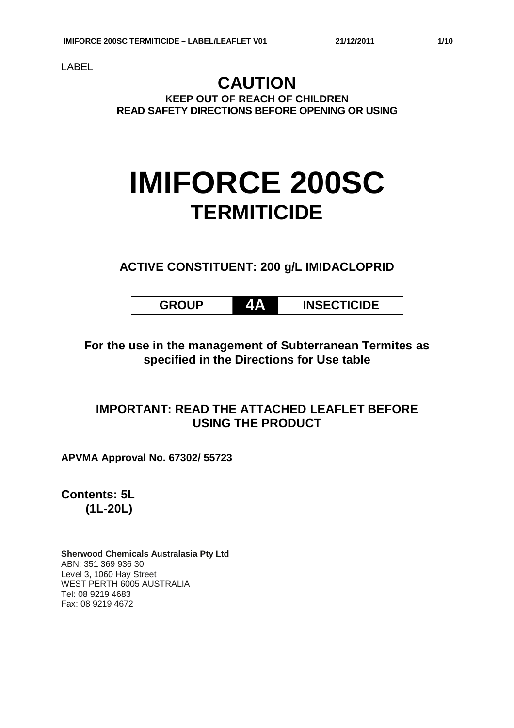LABEL

# CAUTION

**KEEP OUT OF REACH OF CHILDREN**
**READ SAFETY DIRECTIONS BEFORE OPENING OR USING**

# IMIFORCE 200SC

## TERMITICIDE

**ACTIVE CONSTITUENT: 200 g/L IMIDACLOPRID**

| GROUP | 4A | INSECTICIDE |
|---|---|---|

**For the use in the management of Subterranean Termites as specified in the Directions for Use table**

**IMPORTANT: READ THE ATTACHED LEAFLET BEFORE USING THE PRODUCT**

**APVMA Approval No. 67302/ 55723**

**Contents: 5L**
**(1L-20L)**

**Sherwood Chemicals Australasia Pty Ltd**
ABN: 351 369 936 30
Level 3, 1060 Hay Street
WEST PERTH 6005 AUSTRALIA
Tel: 08 9219 4683
Fax: 08 9219 4672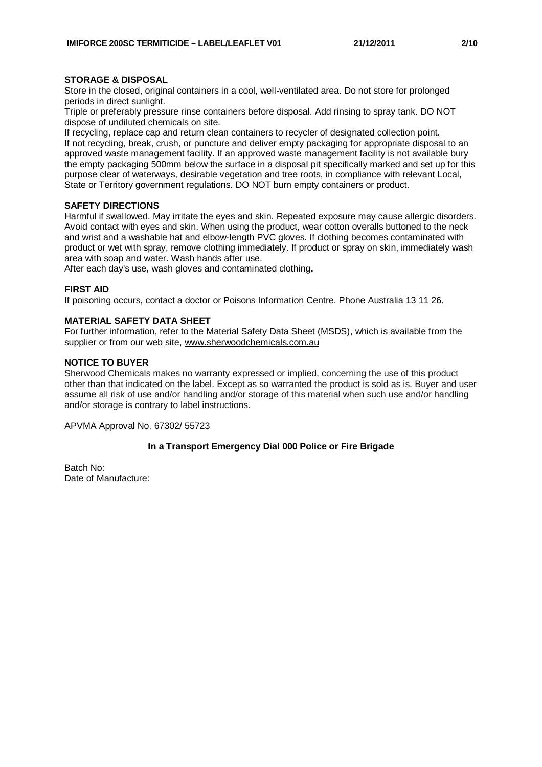## STORAGE & DISPOSAL

Store in the closed, original containers in a cool, well-ventilated area. Do not store for prolonged periods in direct sunlight.

Triple or preferably pressure rinse containers before disposal. Add rinsing to spray tank. DO NOT dispose of undiluted chemicals on site.

If recycling, replace cap and return clean containers to recycler of designated collection point.

If not recycling, break, crush, or puncture and deliver empty packaging for appropriate disposal to an approved waste management facility. If an approved waste management facility is not available bury the empty packaging 500mm below the surface in a disposal pit specifically marked and set up for this purpose clear of waterways, desirable vegetation and tree roots, in compliance with relevant Local, State or Territory government regulations. DO NOT burn empty containers or product.

## SAFETY DIRECTIONS

Harmful if swallowed. May irritate the eyes and skin. Repeated exposure may cause allergic disorders. Avoid contact with eyes and skin. When using the product, wear cotton overalls buttoned to the neck and wrist and a washable hat and elbow-length PVC gloves. If clothing becomes contaminated with product or wet with spray, remove clothing immediately. If product or spray on skin, immediately wash area with soap and water. Wash hands after use.

After each day's use, wash gloves and contaminated clothing**.**

## FIRST AID

If poisoning occurs, contact a doctor or Poisons Information Centre. Phone Australia 13 11 26.

## MATERIAL SAFETY DATA SHEET

For further information, refer to the Material Safety Data Sheet (MSDS), which is available from the supplier or from our web site, www.sherwoodchemicals.com.au

## NOTICE TO BUYER

Sherwood Chemicals makes no warranty expressed or implied, concerning the use of this product other than that indicated on the label. Except as so warranted the product is sold as is. Buyer and user assume all risk of use and/or handling and/or storage of this material when such use and/or handling and/or storage is contrary to label instructions.

APVMA Approval No. 67302/ 55723

**In a Transport Emergency Dial 000 Police or Fire Brigade**

Batch No:
Date of Manufacture: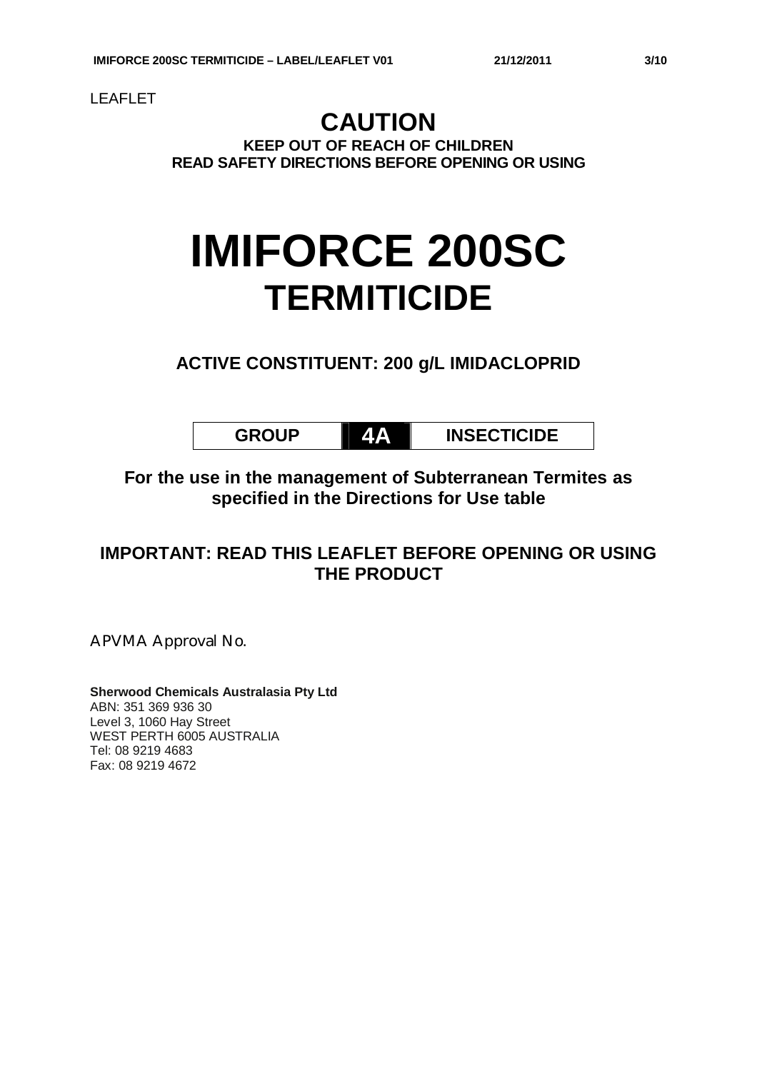LEAFLET

# CAUTION

**KEEP OUT OF REACH OF CHILDREN**
**READ SAFETY DIRECTIONS BEFORE OPENING OR USING**

# IMIFORCE 200SC
# TERMITICIDE

## ACTIVE CONSTITUENT: 200 g/L IMIDACLOPRID

| GROUP | 4A | INSECTICIDE |
|---|---|---|

**For the use in the management of Subterranean Termites as specified in the Directions for Use table**

## IMPORTANT: READ THIS LEAFLET BEFORE OPENING OR USING THE PRODUCT

APVMA Approval No.

**Sherwood Chemicals Australasia Pty Ltd**
ABN: 351 369 936 30
Level 3, 1060 Hay Street
WEST PERTH 6005 AUSTRALIA
Tel: 08 9219 4683
Fax: 08 9219 4672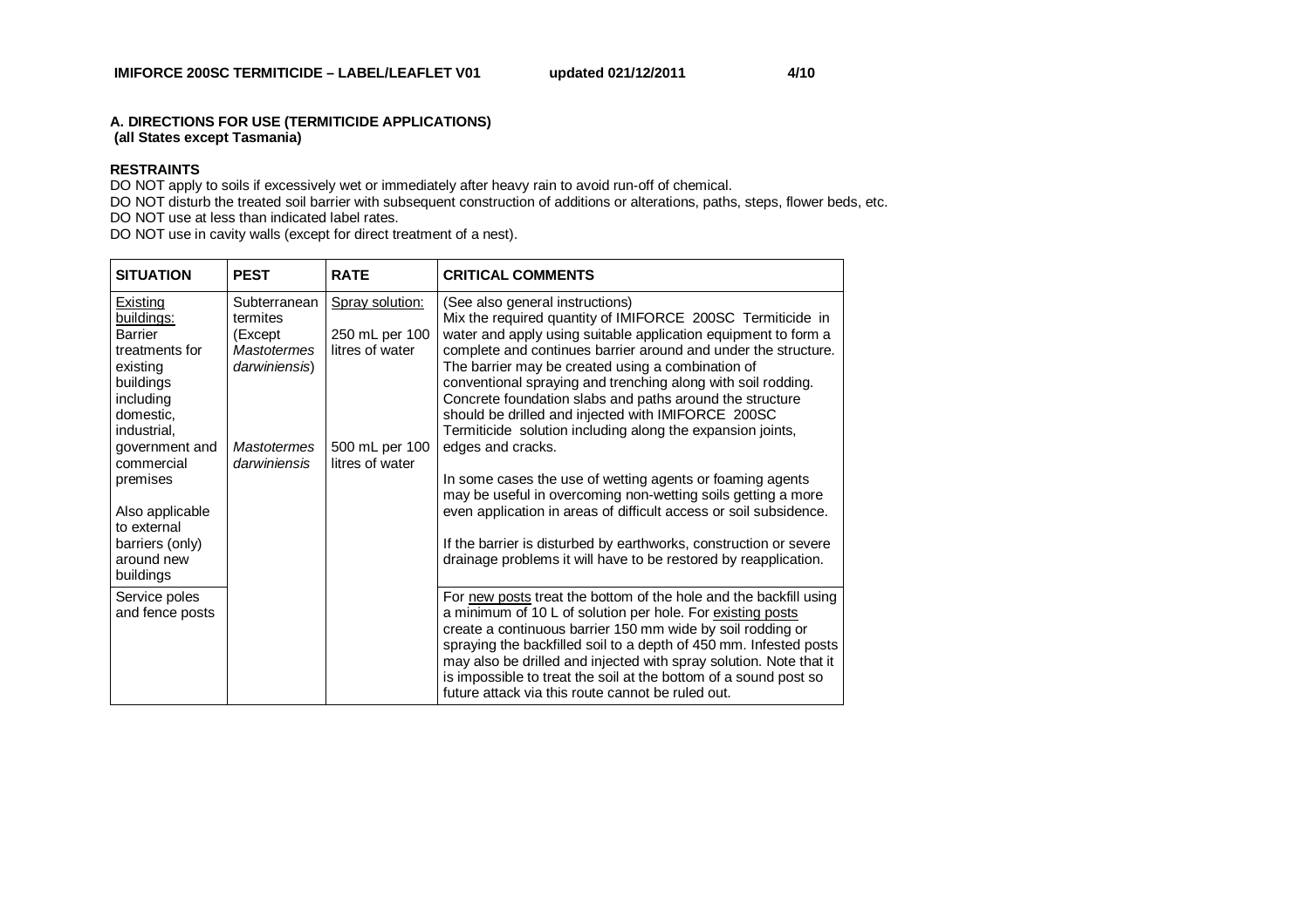## A. DIRECTIONS FOR USE (TERMITICIDE APPLICATIONS)
**(all States except Tasmania)**

**RESTRAINTS**

DO NOT apply to soils if excessively wet or immediately after heavy rain to avoid run-off of chemical.
DO NOT disturb the treated soil barrier with subsequent construction of additions or alterations, paths, steps, flower beds, etc.
DO NOT use at less than indicated label rates.
DO NOT use in cavity walls (except for direct treatment of a nest).

| SITUATION | PEST | RATE | CRITICAL COMMENTS |
|---|---|---|---|
| Existing buildings: Barrier treatments for existing buildings including domestic, industrial, government and commercial premises<br><br>Also applicable to external barriers (only) around new buildings | Subterranean termites (Except *Mastotermes darwiniensis*)<br><br>*Mastotermes darwiniensis* | Spray solution:<br><br>250 mL per 100 litres of water<br><br>500 mL per 100 litres of water | (See also general instructions)<br>Mix the required quantity of IMIFORCE 200SC Termiticide in water and apply using suitable application equipment to form a complete and continues barrier around and under the structure. The barrier may be created using a combination of conventional spraying and trenching along with soil rodding. Concrete foundation slabs and paths around the structure should be drilled and injected with IMIFORCE 200SC Termiticide solution including along the expansion joints, edges and cracks.<br><br>In some cases the use of wetting agents or foaming agents may be useful in overcoming non-wetting soils getting a more even application in areas of difficult access or soil subsidence.<br><br>If the barrier is disturbed by earthworks, construction or severe drainage problems it will have to be restored by reapplication. |
| Service poles and fence posts | | | For new posts treat the bottom of the hole and the backfill using a minimum of 10 L of solution per hole. For existing posts create a continuous barrier 150 mm wide by soil rodding or spraying the backfilled soil to a depth of 450 mm. Infested posts may also be drilled and injected with spray solution. Note that it is impossible to treat the soil at the bottom of a sound post so future attack via this route cannot be ruled out. |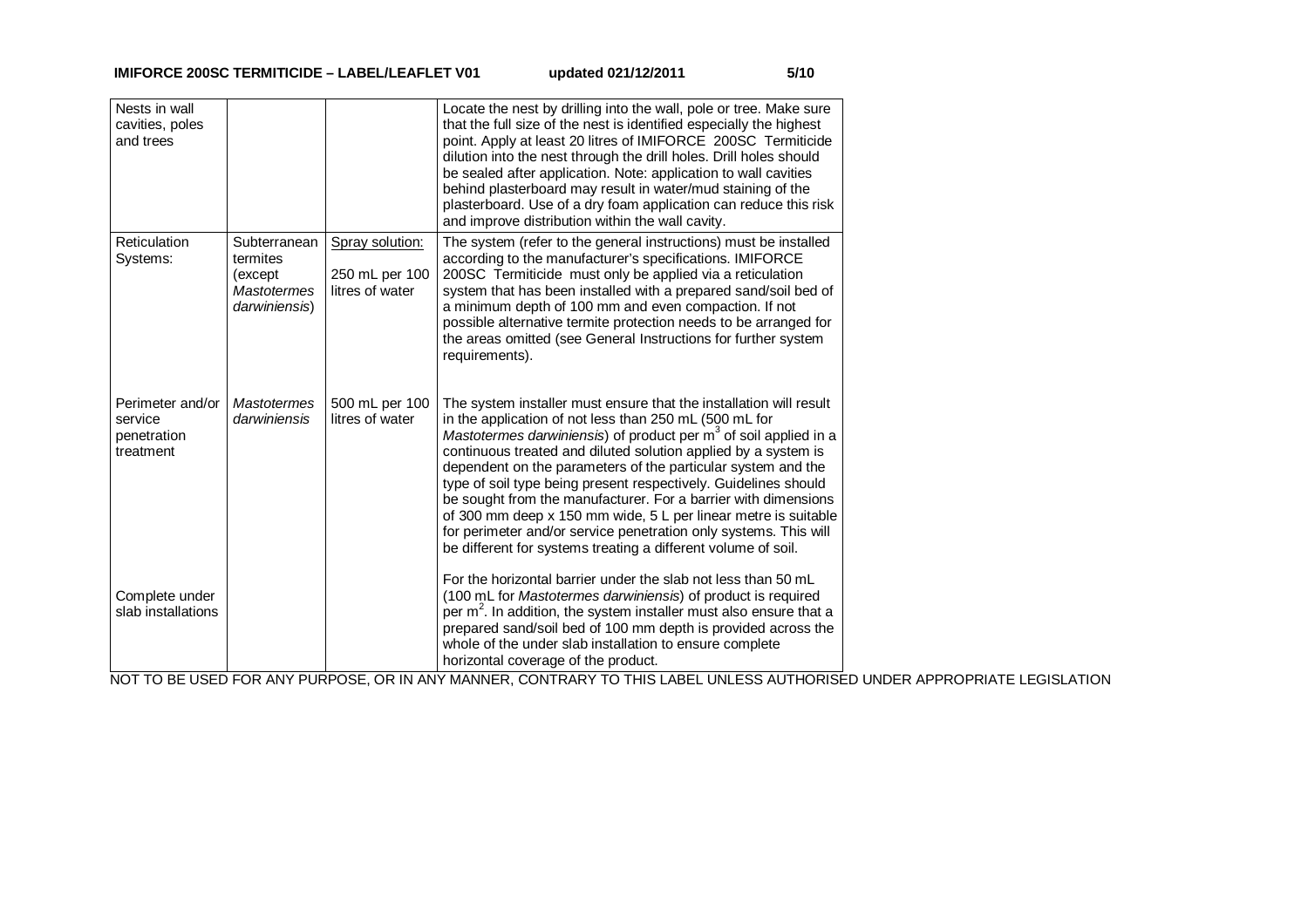| | | | |
|---|---|---|---|
| Nests in wall cavities, poles and trees | | | Locate the nest by drilling into the wall, pole or tree. Make sure that the full size of the nest is identified especially the highest point. Apply at least 20 litres of IMIFORCE 200SC Termiticide dilution into the nest through the drill holes. Drill holes should be sealed after application. Note: application to wall cavities behind plasterboard may result in water/mud staining of the plasterboard. Use of a dry foam application can reduce this risk and improve distribution within the wall cavity. |
| Reticulation Systems: | Subterranean termites (except *Mastotermes darwiniensis*) | Spray solution: 250 mL per 100 litres of water | The system (refer to the general instructions) must be installed according to the manufacturer's specifications. IMIFORCE 200SC Termiticide must only be applied via a reticulation system that has been installed with a prepared sand/soil bed of a minimum depth of 100 mm and even compaction. If not possible alternative termite protection needs to be arranged for the areas omitted (see General Instructions for further system requirements). |
| Perimeter and/or service penetration treatment | *Mastotermes darwiniensis* | 500 mL per 100 litres of water | The system installer must ensure that the installation will result in the application of not less than 250 mL (500 mL for *Mastotermes darwiniensis*) of product per $m^3$ of soil applied in a continuous treated and diluted solution applied by a system is dependent on the parameters of the particular system and the type of soil type being present respectively. Guidelines should be sought from the manufacturer. For a barrier with dimensions of 300 mm deep x 150 mm wide, 5 L per linear metre is suitable for perimeter and/or service penetration only systems. This will be different for systems treating a different volume of soil. |
| Complete under slab installations | | | For the horizontal barrier under the slab not less than 50 mL (100 mL for *Mastotermes darwiniensis*) of product is required per $m^2$. In addition, the system installer must also ensure that a prepared sand/soil bed of 100 mm depth is provided across the whole of the under slab installation to ensure complete horizontal coverage of the product. |

NOT TO BE USED FOR ANY PURPOSE, OR IN ANY MANNER, CONTRARY TO THIS LABEL UNLESS AUTHORISED UNDER APPROPRIATE LEGISLATION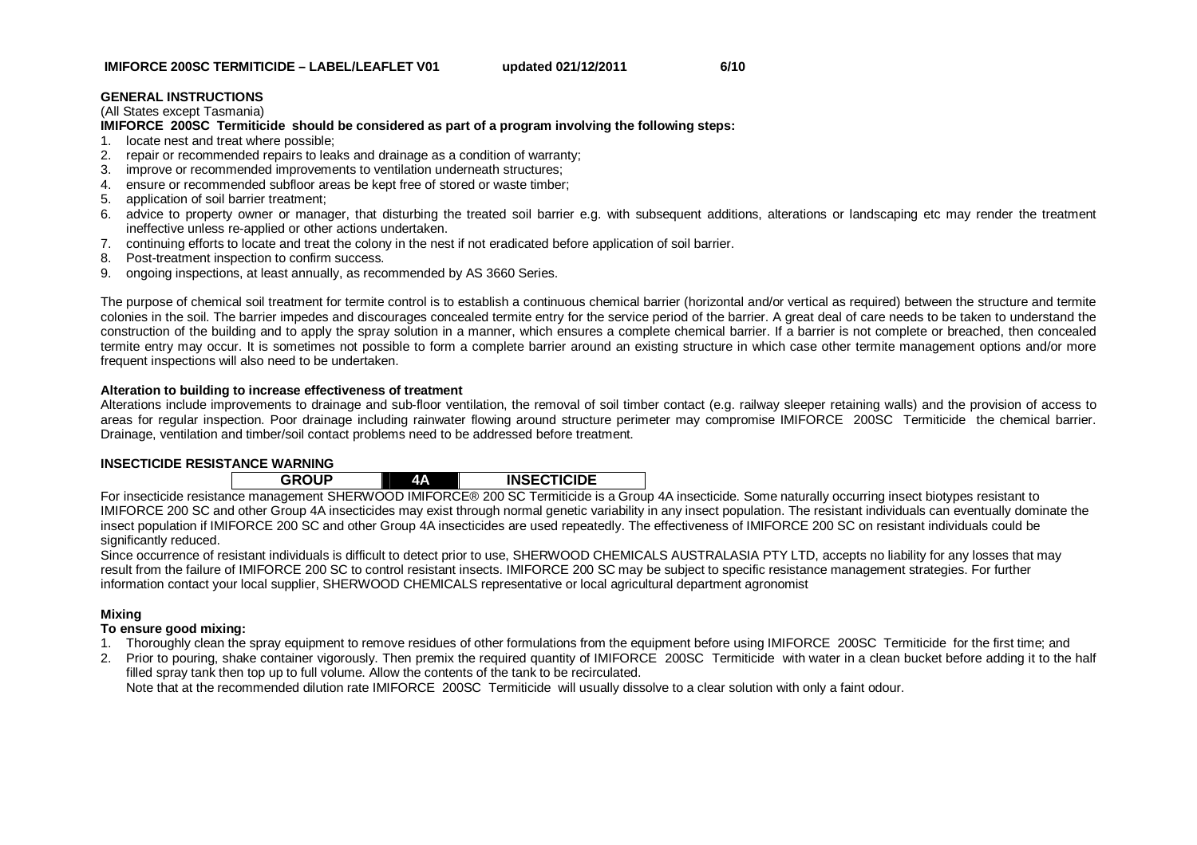## GENERAL INSTRUCTIONS

(All States except Tasmania)

**IMIFORCE 200SC Termiticide should be considered as part of a program involving the following steps:**

1. locate nest and treat where possible;
2. repair or recommended repairs to leaks and drainage as a condition of warranty;
3. improve or recommended improvements to ventilation underneath structures;
4. ensure or recommended subfloor areas be kept free of stored or waste timber;
5. application of soil barrier treatment;
6. advice to property owner or manager, that disturbing the treated soil barrier e.g. with subsequent additions, alterations or landscaping etc may render the treatment ineffective unless re-applied or other actions undertaken.
7. continuing efforts to locate and treat the colony in the nest if not eradicated before application of soil barrier.
8. Post-treatment inspection to confirm success.
9. ongoing inspections, at least annually, as recommended by AS 3660 Series.

The purpose of chemical soil treatment for termite control is to establish a continuous chemical barrier (horizontal and/or vertical as required) between the structure and termite colonies in the soil. The barrier impedes and discourages concealed termite entry for the service period of the barrier. A great deal of care needs to be taken to understand the construction of the building and to apply the spray solution in a manner, which ensures a complete chemical barrier. If a barrier is not complete or breached, then concealed termite entry may occur. It is sometimes not possible to form a complete barrier around an existing structure in which case other termite management options and/or more frequent inspections will also need to be undertaken.

### Alteration to building to increase effectiveness of treatment

Alterations include improvements to drainage and sub-floor ventilation, the removal of soil timber contact (e.g. railway sleeper retaining walls) and the provision of access to areas for regular inspection. Poor drainage including rainwater flowing around structure perimeter may compromise IMIFORCE 200SC Termiticide the chemical barrier. Drainage, ventilation and timber/soil contact problems need to be addressed before treatment.

### INSECTICIDE RESISTANCE WARNING

| GROUP | 4A | INSECTICIDE |
|---|---|---|

For insecticide resistance management SHERWOOD IMIFORCE® 200 SC Termiticide is a Group 4A insecticide. Some naturally occurring insect biotypes resistant to IMIFORCE 200 SC and other Group 4A insecticides may exist through normal genetic variability in any insect population. The resistant individuals can eventually dominate the insect population if IMIFORCE 200 SC and other Group 4A insecticides are used repeatedly. The effectiveness of IMIFORCE 200 SC on resistant individuals could be significantly reduced.

Since occurrence of resistant individuals is difficult to detect prior to use, SHERWOOD CHEMICALS AUSTRALASIA PTY LTD, accepts no liability for any losses that may result from the failure of IMIFORCE 200 SC to control resistant insects. IMIFORCE 200 SC may be subject to specific resistance management strategies. For further information contact your local supplier, SHERWOOD CHEMICALS representative or local agricultural department agronomist

### Mixing

**To ensure good mixing:**

1. Thoroughly clean the spray equipment to remove residues of other formulations from the equipment before using IMIFORCE 200SC Termiticide for the first time; and
2. Prior to pouring, shake container vigorously. Then premix the required quantity of IMIFORCE 200SC Termiticide with water in a clean bucket before adding it to the half filled spray tank then top up to full volume. Allow the contents of the tank to be recirculated.

   Note that at the recommended dilution rate IMIFORCE 200SC Termiticide will usually dissolve to a clear solution with only a faint odour.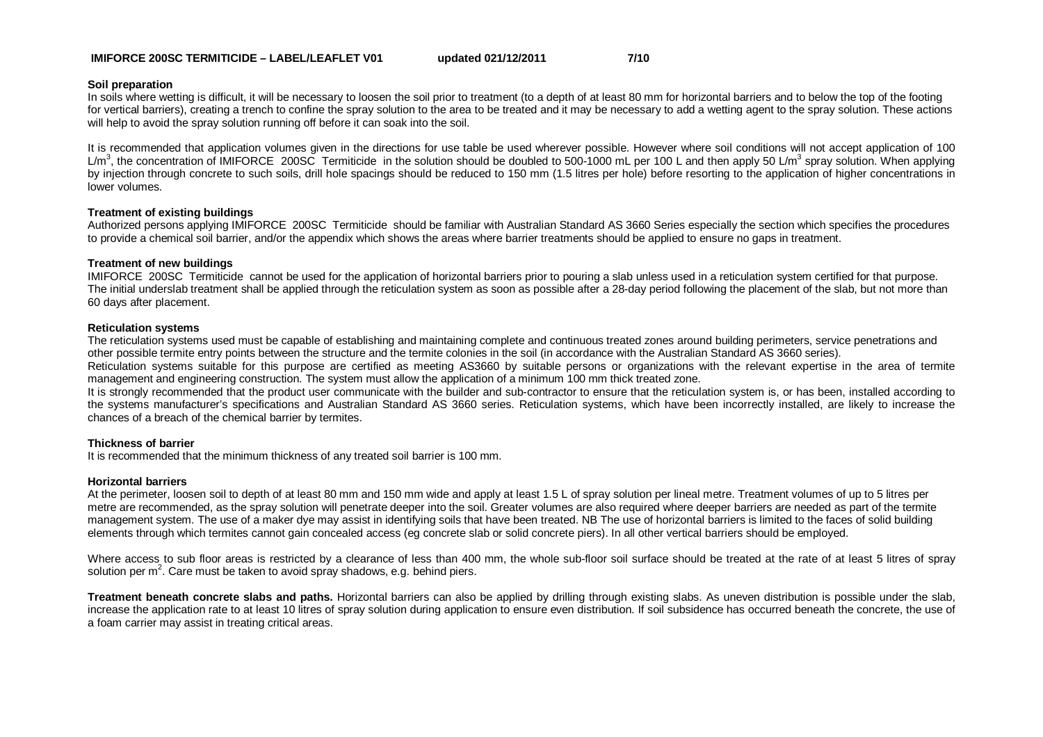**Soil preparation**

In soils where wetting is difficult, it will be necessary to loosen the soil prior to treatment (to a depth of at least 80 mm for horizontal barriers and to below the top of the footing for vertical barriers), creating a trench to confine the spray solution to the area to be treated and it may be necessary to add a wetting agent to the spray solution. These actions will help to avoid the spray solution running off before it can soak into the soil.

It is recommended that application volumes given in the directions for use table be used wherever possible. However where soil conditions will not accept application of 100 L/m$^3$, the concentration of IMIFORCE 200SC Termiticide in the solution should be doubled to 500-1000 mL per 100 L and then apply 50 L/m$^3$ spray solution. When applying by injection through concrete to such soils, drill hole spacings should be reduced to 150 mm (1.5 litres per hole) before resorting to the application of higher concentrations in lower volumes.

**Treatment of existing buildings**

Authorized persons applying IMIFORCE 200SC Termiticide should be familiar with Australian Standard AS 3660 Series especially the section which specifies the procedures to provide a chemical soil barrier, and/or the appendix which shows the areas where barrier treatments should be applied to ensure no gaps in treatment.

**Treatment of new buildings**

IMIFORCE 200SC Termiticide cannot be used for the application of horizontal barriers prior to pouring a slab unless used in a reticulation system certified for that purpose. The initial underslab treatment shall be applied through the reticulation system as soon as possible after a 28-day period following the placement of the slab, but not more than 60 days after placement.

**Reticulation systems**

The reticulation systems used must be capable of establishing and maintaining complete and continuous treated zones around building perimeters, service penetrations and other possible termite entry points between the structure and the termite colonies in the soil (in accordance with the Australian Standard AS 3660 series).

Reticulation systems suitable for this purpose are certified as meeting AS3660 by suitable persons or organizations with the relevant expertise in the area of termite management and engineering construction. The system must allow the application of a minimum 100 mm thick treated zone.

It is strongly recommended that the product user communicate with the builder and sub-contractor to ensure that the reticulation system is, or has been, installed according to the systems manufacturer's specifications and Australian Standard AS 3660 series. Reticulation systems, which have been incorrectly installed, are likely to increase the chances of a breach of the chemical barrier by termites.

**Thickness of barrier**

It is recommended that the minimum thickness of any treated soil barrier is 100 mm.

**Horizontal barriers**

At the perimeter, loosen soil to depth of at least 80 mm and 150 mm wide and apply at least 1.5 L of spray solution per lineal metre. Treatment volumes of up to 5 litres per metre are recommended, as the spray solution will penetrate deeper into the soil. Greater volumes are also required where deeper barriers are needed as part of the termite management system. The use of a maker dye may assist in identifying soils that have been treated. NB The use of horizontal barriers is limited to the faces of solid building elements through which termites cannot gain concealed access (eg concrete slab or solid concrete piers). In all other vertical barriers should be employed.

Where access to sub floor areas is restricted by a clearance of less than 400 mm, the whole sub-floor soil surface should be treated at the rate of at least 5 litres of spray solution per m$^2$. Care must be taken to avoid spray shadows, e.g. behind piers.

**Treatment beneath concrete slabs and paths.** Horizontal barriers can also be applied by drilling through existing slabs. As uneven distribution is possible under the slab, increase the application rate to at least 10 litres of spray solution during application to ensure even distribution. If soil subsidence has occurred beneath the concrete, the use of a foam carrier may assist in treating critical areas.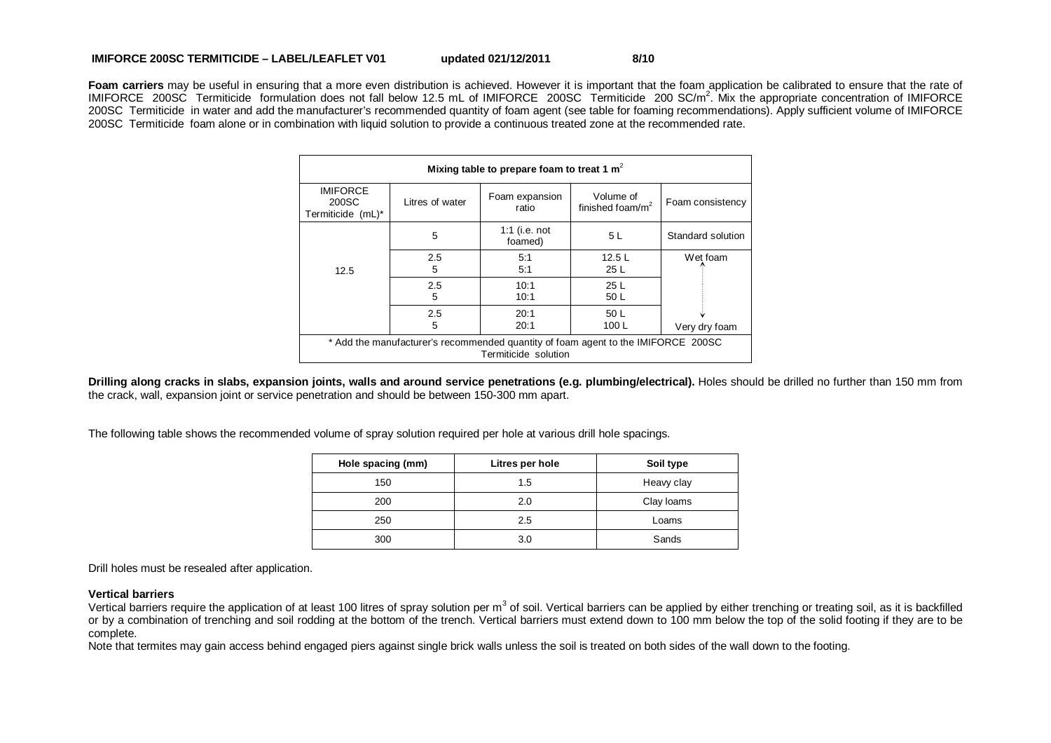**Foam carriers** may be useful in ensuring that a more even distribution is achieved. However it is important that the foam application be calibrated to ensure that the rate of IMIFORCE 200SC Termiticide formulation does not fall below 12.5 mL of IMIFORCE 200SC Termiticide 200 SC/m$^2$. Mix the appropriate concentration of IMIFORCE 200SC Termiticide in water and add the manufacturer's recommended quantity of foam agent (see table for foaming recommendations). Apply sufficient volume of IMIFORCE 200SC Termiticide foam alone or in combination with liquid solution to provide a continuous treated zone at the recommended rate.

| Mixing table to prepare foam to treat 1 m$^2$ | | | | |
|---|---|---|---|---|
| IMIFORCE 200SC Termiticide (mL)* | Litres of water | Foam expansion ratio | Volume of finished foam/m$^2$ | Foam consistency |
| 12.5 | 5 | 1:1 (i.e. not foamed) | 5 L | Standard solution |
| | 2.5<br>5 | 5:1<br>5:1 | 12.5 L<br>25 L | Wet foam |
| | 2.5<br>5 | 10:1<br>10:1 | 25 L<br>50 L | ↕ |
| | 2.5<br>5 | 20:1<br>20:1 | 50 L<br>100 L | Very dry foam |
| * Add the manufacturer's recommended quantity of foam agent to the IMIFORCE 200SC Termiticide solution | | | | |

**Drilling along cracks in slabs, expansion joints, walls and around service penetrations (e.g. plumbing/electrical).** Holes should be drilled no further than 150 mm from the crack, wall, expansion joint or service penetration and should be between 150-300 mm apart.

The following table shows the recommended volume of spray solution required per hole at various drill hole spacings.

| Hole spacing (mm) | Litres per hole | Soil type |
|---|---|---|
| 150 | 1.5 | Heavy clay |
| 200 | 2.0 | Clay loams |
| 250 | 2.5 | Loams |
| 300 | 3.0 | Sands |

Drill holes must be resealed after application.

**Vertical barriers**

Vertical barriers require the application of at least 100 litres of spray solution per m$^3$ of soil. Vertical barriers can be applied by either trenching or treating soil, as it is backfilled or by a combination of trenching and soil rodding at the bottom of the trench. Vertical barriers must extend down to 100 mm below the top of the solid footing if they are to be complete.

Note that termites may gain access behind engaged piers against single brick walls unless the soil is treated on both sides of the wall down to the footing.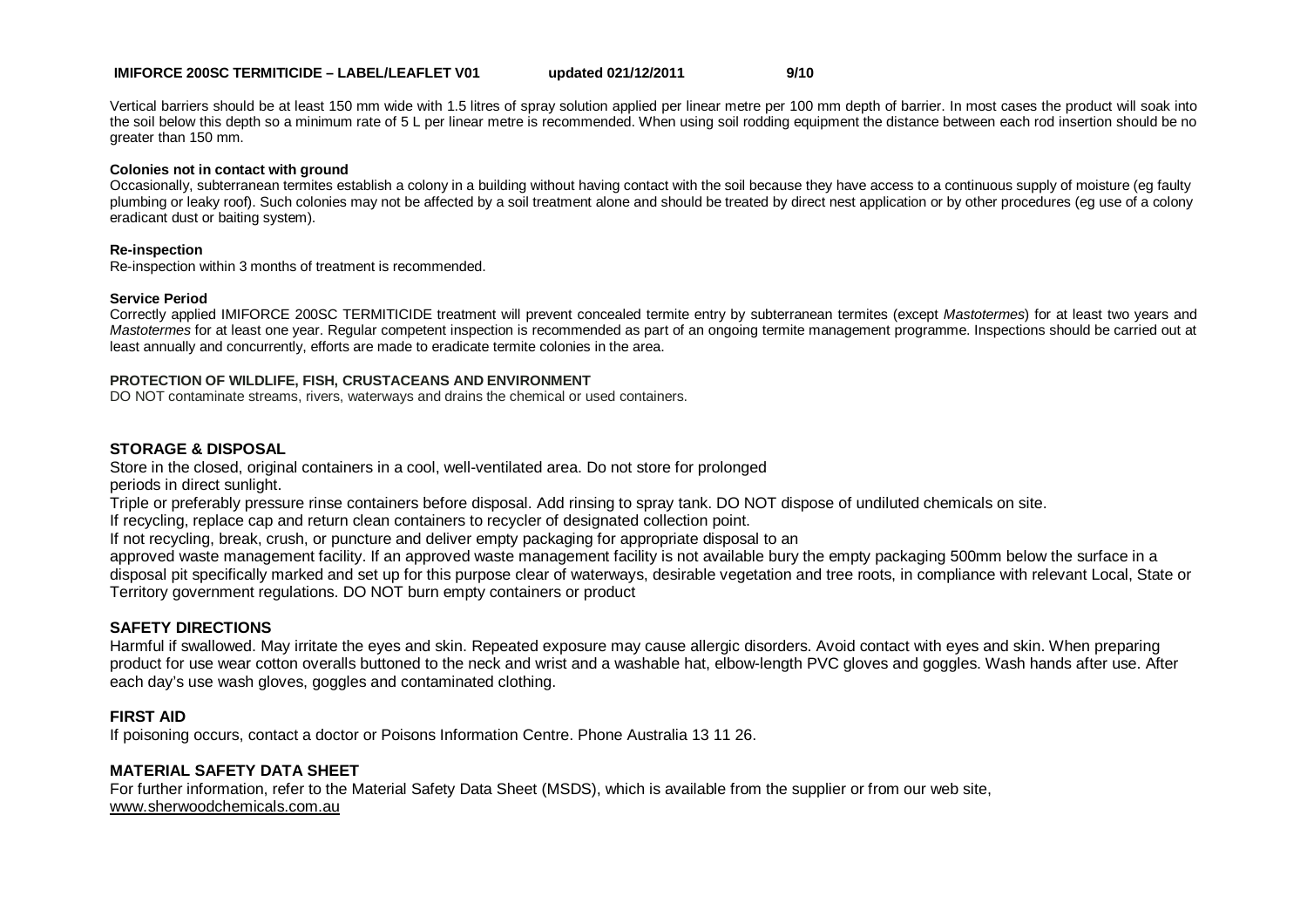Vertical barriers should be at least 150 mm wide with 1.5 litres of spray solution applied per linear metre per 100 mm depth of barrier. In most cases the product will soak into the soil below this depth so a minimum rate of 5 L per linear metre is recommended. When using soil rodding equipment the distance between each rod insertion should be no greater than 150 mm.

**Colonies not in contact with ground**

Occasionally, subterranean termites establish a colony in a building without having contact with the soil because they have access to a continuous supply of moisture (eg faulty plumbing or leaky roof). Such colonies may not be affected by a soil treatment alone and should be treated by direct nest application or by other procedures (eg use of a colony eradicant dust or baiting system).

**Re-inspection**

Re-inspection within 3 months of treatment is recommended.

**Service Period**

Correctly applied IMIFORCE 200SC TERMITICIDE treatment will prevent concealed termite entry by subterranean termites (except *Mastotermes*) for at least two years and *Mastotermes* for at least one year. Regular competent inspection is recommended as part of an ongoing termite management programme. Inspections should be carried out at least annually and concurrently, efforts are made to eradicate termite colonies in the area.

**PROTECTION OF WILDLIFE, FISH, CRUSTACEANS AND ENVIRONMENT**

DO NOT contaminate streams, rivers, waterways and drains the chemical or used containers.

## STORAGE & DISPOSAL

Store in the closed, original containers in a cool, well-ventilated area. Do not store for prolonged periods in direct sunlight.

Triple or preferably pressure rinse containers before disposal. Add rinsing to spray tank. DO NOT dispose of undiluted chemicals on site.

If recycling, replace cap and return clean containers to recycler of designated collection point.

If not recycling, break, crush, or puncture and deliver empty packaging for appropriate disposal to an approved waste management facility. If an approved waste management facility is not available bury the empty packaging 500mm below the surface in a disposal pit specifically marked and set up for this purpose clear of waterways, desirable vegetation and tree roots, in compliance with relevant Local, State or Territory government regulations. DO NOT burn empty containers or product

## SAFETY DIRECTIONS

Harmful if swallowed. May irritate the eyes and skin. Repeated exposure may cause allergic disorders. Avoid contact with eyes and skin. When preparing product for use wear cotton overalls buttoned to the neck and wrist and a washable hat, elbow-length PVC gloves and goggles. Wash hands after use. After each day's use wash gloves, goggles and contaminated clothing.

## FIRST AID

If poisoning occurs, contact a doctor or Poisons Information Centre. Phone Australia 13 11 26.

## MATERIAL SAFETY DATA SHEET

For further information, refer to the Material Safety Data Sheet (MSDS), which is available from the supplier or from our web site, www.sherwoodchemicals.com.au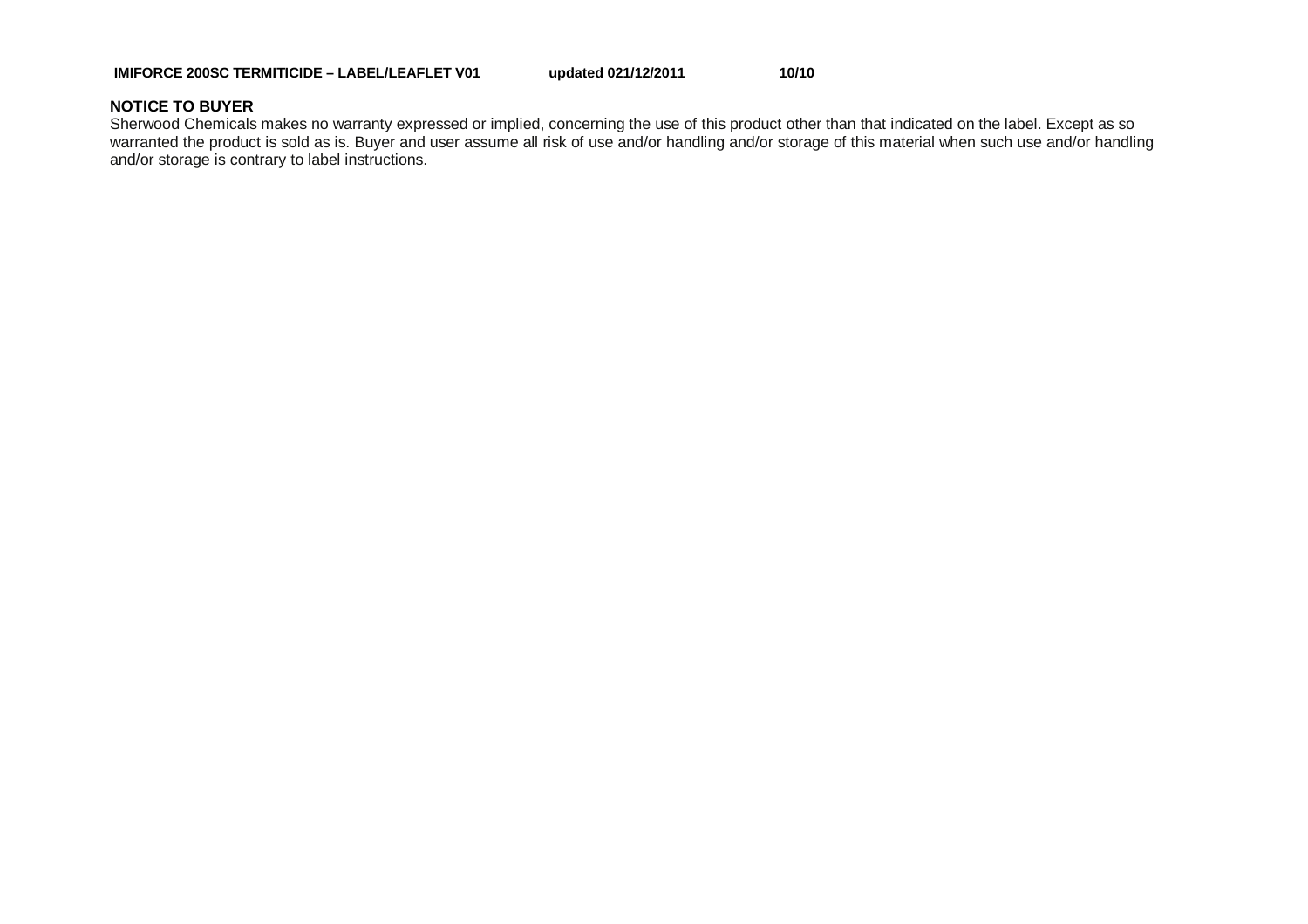**NOTICE TO BUYER**

Sherwood Chemicals makes no warranty expressed or implied, concerning the use of this product other than that indicated on the label. Except as so warranted the product is sold as is. Buyer and user assume all risk of use and/or handling and/or storage of this material when such use and/or handling and/or storage is contrary to label instructions.